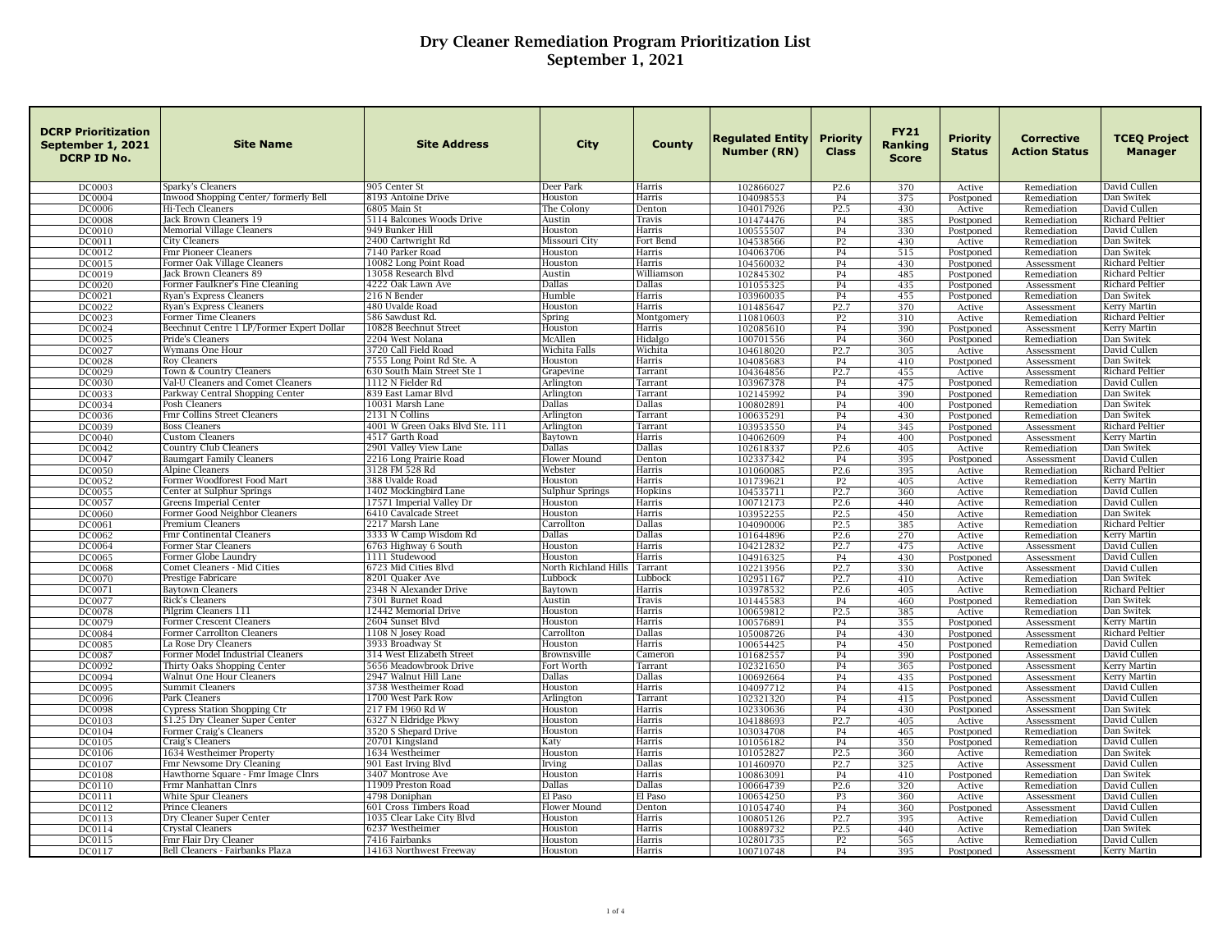# Dry Cleaner Remediation Program Prioritization List
# September 1, 2021

| DCRP Prioritization September 1, 2021 DCRP ID No. | Site Name | Site Address | City | County | Regulated Entity Number (RN) | Priority Class | FY21 Ranking Score | Priority Status | Corrective Action Status | TCEQ Project Manager |
|---|---|---|---|---|---|---|---|---|---|---|
| DC0003 | Sparky's Cleaners | 905 Center St | Deer Park | Harris | 102866027 | P2.6 | 370 | Active | Remediation | David Cullen |
| DC0004 | Inwood Shopping Center/ formerly Bell | 8193 Antoine Drive | Houston | Harris | 104098553 | P4 | 375 | Postponed | Remediation | Dan Switek |
| DC0006 | Hi-Tech Cleaners | 6805 Main St | The Colony | Denton | 104017926 | P2.5 | 430 | Active | Remediation | David Cullen |
| DC0008 | Jack Brown Cleaners 19 | 5114 Balcones Woods Drive | Austin | Travis | 101474476 | P4 | 385 | Postponed | Remediation | Richard Peltier |
| DC0010 | Memorial Village Cleaners | 949 Bunker Hill | Houston | Harris | 100555507 | P4 | 330 | Postponed | Remediation | David Cullen |
| DC0011 | City Cleaners | 2400 Cartwright Rd | Missouri City | Fort Bend | 104538566 | P2 | 430 | Active | Remediation | Dan Switek |
| DC0012 | Fmr Pioneer Cleaners | 7140 Parker Road | Houston | Harris | 104063706 | P4 | 515 | Postponed | Remediation | Dan Switek |
| DC0015 | Former Oak Village Cleaners | 10082 Long Point Road | Houston | Harris | 104560032 | P4 | 430 | Postponed | Assessment | Richard Peltier |
| DC0019 | Jack Brown Cleaners 89 | 13058 Research Blvd | Austin | Williamson | 102845302 | P4 | 485 | Postponed | Remediation | Richard Peltier |
| DC0020 | Former Faulkner's Fine Cleaning | 4222 Oak Lawn Ave | Dallas | Dallas | 101055325 | P4 | 435 | Postponed | Assessment | Richard Peltier |
| DC0021 | Ryan's Express Cleaners | 216 N Bender | Humble | Harris | 103960035 | P4 | 455 | Postponed | Remediation | Dan Switek |
| DC0022 | Ryan's Express Cleaners | 480 Uvalde Road | Houston | Harris | 101485647 | P2.7 | 370 | Active | Assessment | Kerry Martin |
| DC0023 | Former Time Cleaners | 586 Sawdust Rd. | Spring | Montgomery | 110810603 | P2 | 310 | Active | Remediation | Richard Peltier |
| DC0024 | Beechnut Centre 1 LP/Former Expert Dollar | 10828 Beechnut Street | Houston | Harris | 102085610 | P4 | 390 | Postponed | Assessment | Kerry Martin |
| DC0025 | Pride's Cleaners | 2204 West Nolana | McAllen | Hidalgo | 100701556 | P4 | 360 | Postponed | Remediation | Dan Switek |
| DC0027 | Wymans One Hour | 3720 Call Field Road | Wichita Falls | Wichita | 104618020 | P2.7 | 305 | Active | Assessment | David Cullen |
| DC0028 | Roy Cleaners | 7555 Long Point Rd Ste. A | Houston | Harris | 104085683 | P4 | 410 | Postponed | Assessment | Dan Switek |
| DC0029 | Town & Country Cleaners | 630 South Main Street Ste 1 | Grapevine | Tarrant | 104364856 | P2.7 | 455 | Active | Assessment | Richard Peltier |
| DC0030 | Val-U Cleaners and Comet Cleaners | 1112 N Fielder Rd | Arlington | Tarrant | 103967378 | P4 | 475 | Postponed | Remediation | David Cullen |
| DC0033 | Parkway Central Shopping Center | 839 East Lamar Blvd | Arlington | Tarrant | 102145992 | P4 | 390 | Postponed | Remediation | Dan Switek |
| DC0034 | Posh Cleaners | 10031 Marsh Lane | Dallas | Dallas | 100802891 | P4 | 400 | Postponed | Remediation | Dan Switek |
| DC0036 | Fmr Collins Street Cleaners | 2131 N Collins | Arlington | Tarrant | 100635291 | P4 | 430 | Postponed | Remediation | Dan Switek |
| DC0039 | Boss Cleaners | 4001 W Green Oaks Blvd Ste. 111 | Arlington | Tarrant | 103953550 | P4 | 345 | Postponed | Assessment | Richard Peltier |
| DC0040 | Custom Cleaners | 4517 Garth Road | Baytown | Harris | 104062609 | P4 | 400 | Postponed | Assessment | Kerry Martin |
| DC0042 | Country Club Cleaners | 2901 Valley View Lane | Dallas | Dallas | 102618337 | P2.6 | 405 | Active | Remediation | Dan Switek |
| DC0047 | Baumgart Family Cleaners | 2216 Long Prairie Road | Flower Mound | Denton | 102337342 | P4 | 395 | Postponed | Assessment | David Cullen |
| DC0050 | Alpine Cleaners | 3128 FM 528 Rd | Webster | Harris | 101060065 | P2.6 | 395 | Active | Remediation | Richard Peltier |
| DC0052 | Former Woodforest Food Mart | 388 Uvalde Road | Houston | Harris | 101739621 | P2 | 405 | Active | Remediation | Kerry Martin |
| DC0055 | Center at Sulphur Springs | 1402 Mockingbird Lane | Sulphur Springs | Hopkins | 104535711 | P2.7 | 360 | Active | Remediation | David Cullen |
| DC0057 | Greens Imperial Center | 17571 Imperial Valley Dr | Houston | Harris | 100712173 | P2.6 | 440 | Active | Remediation | David Cullen |
| DC0060 | Former Good Neighbor Cleaners | 6410 Cavalcade Street | Houston | Harris | 103952255 | P2.5 | 450 | Active | Remediation | Dan Switek |
| DC0061 | Premium Cleaners | 2217 Marsh Lane | Carrollton | Dallas | 104090006 | P2.5 | 385 | Active | Remediation | Richard Peltier |
| DC0062 | Fmr Continental Cleaners | 3333 W Camp Wisdom Rd | Dallas | Dallas | 101644896 | P2.6 | 270 | Active | Remediation | Kerry Martin |
| DC0064 | Former Star Cleaners | 6763 Highway 6 South | Houston | Harris | 104212832 | P2.7 | 475 | Active | Assessment | David Cullen |
| DC0065 | Former Globe Laundry | 1111 Studewood | Houston | Harris | 104916325 | P4 | 430 | Postponed | Assessment | David Cullen |
| DC0068 | Comet Cleaners - Mid Cities | 6723 Mid Cities Blvd | North Richland Hills | Tarrant | 102213956 | P2.7 | 330 | Active | Assessment | David Cullen |
| DC0070 | Prestige Fabricare | 8201 Quaker Ave | Lubbock | Lubbock | 102951167 | P2.7 | 410 | Active | Remediation | Dan Switek |
| DC0071 | Baytown Cleaners | 2348 N Alexander Drive | Baytown | Harris | 103978532 | P2.6 | 405 | Active | Remediation | Richard Peltier |
| DC0077 | Rick's Cleaners | 7301 Burnet Road | Austin | Travis | 101445583 | P4 | 460 | Postponed | Remediation | Dan Switek |
| DC0078 | Pilgrim Cleaners 111 | 12442 Memorial Drive | Houston | Harris | 100659812 | P2.5 | 385 | Active | Remediation | Dan Switek |
| DC0079 | Former Crescent Cleaners | 2604 Sunset Blvd | Houston | Harris | 100576891 | P4 | 355 | Postponed | Assessment | Kerry Martin |
| DC0084 | Former Carrollton Cleaners | 1108 N Josey Road | Carrollton | Dallas | 105008726 | P4 | 430 | Postponed | Assessment | Richard Peltier |
| DC0085 | La Rose Dry Cleaners | 3933 Broadway St | Houston | Harris | 100654425 | P4 | 450 | Postponed | Remediation | David Cullen |
| DC0087 | Former Model Industrial Cleaners | 314 West Elizabeth Street | Brownsville | Cameron | 101682557 | P4 | 390 | Postponed | Assessment | David Cullen |
| DC0092 | Thirty Oaks Shopping Center | 5656 Meadowbrook Drive | Fort Worth | Tarrant | 102321650 | P4 | 365 | Postponed | Assessment | Kerry Martin |
| DC0094 | Walnut One Hour Cleaners | 2947 Walnut Hill Lane | Dallas | Dallas | 100692664 | P4 | 435 | Postponed | Assessment | Kerry Martin |
| DC0095 | Summit Cleaners | 3738 Westheimer Road | Houston | Harris | 104097712 | P4 | 415 | Postponed | Assessment | David Cullen |
| DC0096 | Park Cleaners | 1700 West Park Row | Arlington | Tarrant | 102321320 | P4 | 415 | Postponed | Assessment | David Cullen |
| DC0098 | Cypress Station Shopping Ctr | 217 FM 1960 Rd W | Houston | Harris | 102330636 | P4 | 430 | Postponed | Assessment | Dan Switek |
| DC0103 | $1.25 Dry Cleaner Super Center | 6327 N Eldridge Pkwy | Houston | Harris | 104188693 | P2.7 | 405 | Active | Assessment | David Cullen |
| DC0104 | Former Craig's Cleaners | 3520 S Shepard Drive | Houston | Harris | 103034708 | P4 | 465 | Postponed | Remediation | Dan Switek |
| DC0105 | Craig's Cleaners | 20701 Kingsland | Katy | Harris | 101056182 | P4 | 350 | Postponed | Remediation | David Cullen |
| DC0106 | 1634 Westheimer Property | 1634 Westheimer | Houston | Harris | 101052827 | P2.5 | 360 | Active | Remediation | Dan Switek |
| DC0107 | Fmr Newsome Dry Cleaning | 901 East Irving Blvd | Irving | Dallas | 101460970 | P2.7 | 325 | Active | Assessment | David Cullen |
| DC0108 | Hawthorne Square - Fmr Image Clnrs | 3407 Montrose Ave | Houston | Harris | 100863091 | P4 | 410 | Postponed | Remediation | Dan Switek |
| DC0110 | Frmr Manhattan Clnrs | 11909 Preston Road | Dallas | Dallas | 100664739 | P2.6 | 320 | Active | Remediation | David Cullen |
| DC0111 | White Spur Cleaners | 4798 Doniphan | El Paso | El Paso | 100654250 | P3 | 360 | Active | Assessment | David Cullen |
| DC0112 | Prince Cleaners | 601 Cross Timbers Road | Flower Mound | Denton | 101054740 | P4 | 360 | Postponed | Assessment | David Cullen |
| DC0113 | Dry Cleaner Super Center | 1035 Clear Lake City Blvd | Houston | Harris | 100805126 | P2.7 | 395 | Active | Remediation | David Cullen |
| DC0114 | Crystal Cleaners | 6237 Westheimer | Houston | Harris | 100889732 | P2.5 | 440 | Active | Remediation | Dan Switek |
| DC0115 | Fmr Flair Dry Cleaner | 7416 Fairbanks | Houston | Harris | 102801735 | P2 | 565 | Active | Remediation | David Cullen |
| DC0117 | Bell Cleaners - Fairbanks Plaza | 14163 Northwest Freeway | Houston | Harris | 100710748 | P4 | 395 | Postponed | Assessment | Kerry Martin |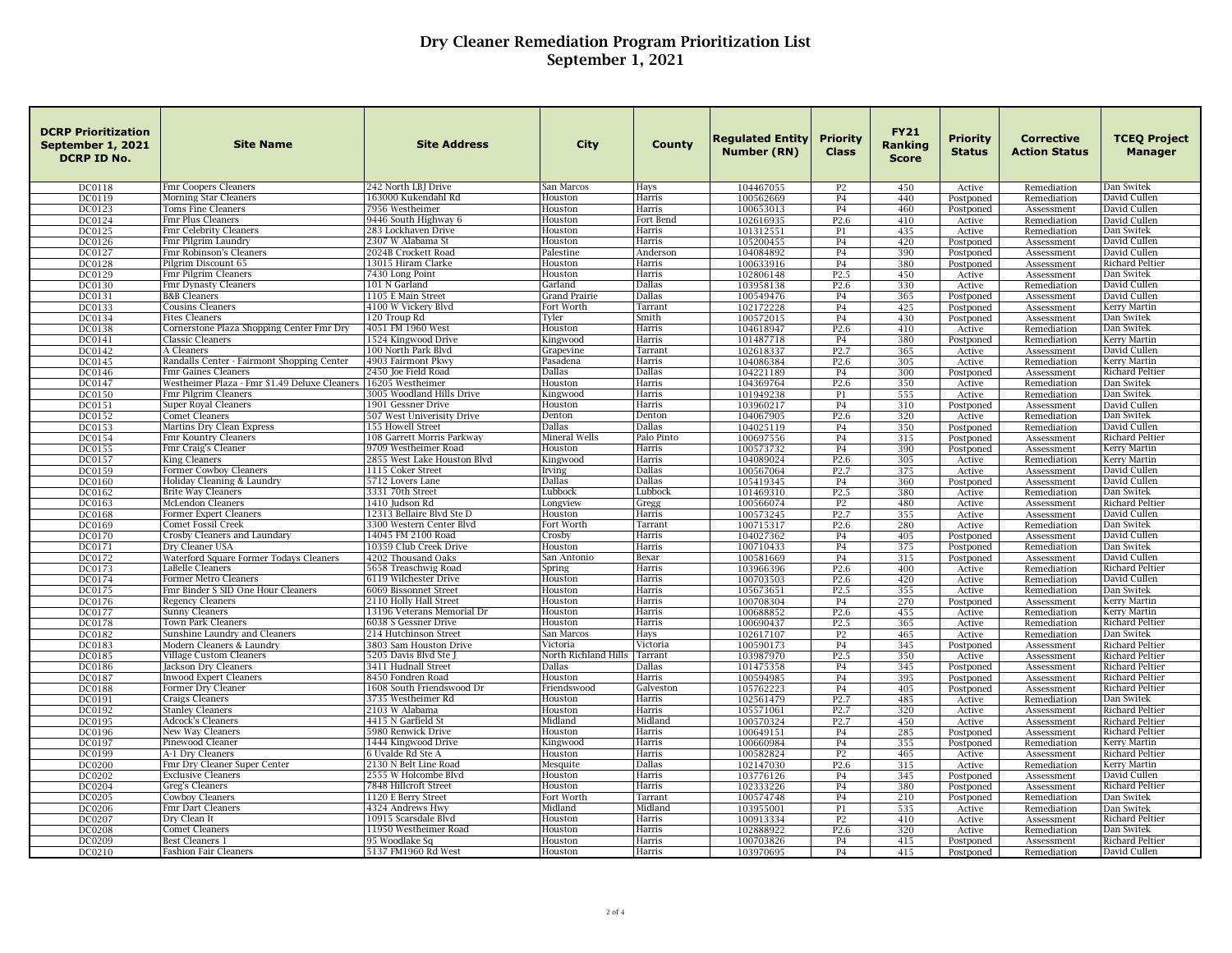# Dry Cleaner Remediation Program Prioritization List
# September 1, 2021

| DCRP Prioritization September 1, 2021 DCRP ID No. | Site Name | Site Address | City | County | Regulated Entity Number (RN) | Priority Class | FY21 Ranking Score | Priority Status | Corrective Action Status | TCEQ Project Manager |
|---|---|---|---|---|---|---|---|---|---|---|
| DC0118 | Fmr Coopers Cleaners | 242 North LBJ Drive | San Marcos | Hays | 104467055 | P2 | 450 | Active | Remediation | Dan Switek |
| DC0119 | Morning Star Cleaners | 163000 Kukendahl Rd | Houston | Harris | 100562669 | P4 | 440 | Postponed | Remediation | David Cullen |
| DC0123 | Toms Fine Cleaners | 7956 Westheimer | Houston | Harris | 100653013 | P4 | 460 | Postponed | Assessment | David Cullen |
| DC0124 | Fmr Plus Cleaners | 9446 South Highway 6 | Houston | Fort Bend | 102616935 | P2.6 | 410 | Active | Remediation | David Cullen |
| DC0125 | Fmr Celebrity Cleaners | 283 Lockhaven Drive | Houston | Harris | 101312551 | P1 | 435 | Active | Remediation | Dan Switek |
| DC0126 | Fmr Pilgrim Laundry | 2307 W Alabama St | Houston | Harris | 105200455 | P4 | 420 | Postponed | Assessment | David Cullen |
| DC0127 | Fmr Robinson's Cleaners | 2024B Crockett Road | Palestine | Anderson | 104084892 | P4 | 390 | Postponed | Assessment | David Cullen |
| DC0128 | Pilgrim Discount 65 | 13015 Hiram Clarke | Houston | Harris | 100633916 | P4 | 380 | Postponed | Assessment | Richard Peltier |
| DC0129 | Fmr Pilgrim Cleaners | 7430 Long Point | Houston | Harris | 102806148 | P2.5 | 450 | Active | Assessment | Dan Switek |
| DC0130 | Fmr Dynasty Cleaners | 101 N Garland | Garland | Dallas | 103958138 | P2.6 | 330 | Active | Remediation | David Cullen |
| DC0131 | B&B Cleaners | 1105 E Main Street | Grand Prairie | Dallas | 100549476 | P4 | 365 | Postponed | Assessment | David Cullen |
| DC0133 | Cousins Cleaners | 4100 W Vickery Blvd | Fort Worth | Tarrant | 102172228 | P4 | 425 | Postponed | Assessment | Kerry Martin |
| DC0134 | Fites Cleaners | 120 Troup Rd | Tyler | Smith | 100572015 | P4 | 430 | Postponed | Assessment | Dan Switek |
| DC0138 | Cornerstone Plaza Shopping Center Fmr Dry | 4051 FM 1960 West | Houston | Harris | 104618947 | P2.6 | 410 | Active | Remediation | Dan Switek |
| DC0141 | Classic Cleaners | 1524 Kingwood Drive | Kingwood | Harris | 101487718 | P4 | 380 | Postponed | Remediation | Kerry Martin |
| DC0142 | A Cleaners | 100 North Park Blvd | Grapevine | Tarrant | 102618337 | P2.7 | 365 | Active | Assessment | David Cullen |
| DC0145 | Randalls Center - Fairmont Shopping Center | 4903 Fairmont Pkwy | Pasadena | Harris | 104086384 | P2.6 | 305 | Active | Remediation | Kerry Martin |
| DC0146 | Fmr Gaines Cleaners | 2450 Joe Field Road | Dallas | Dallas | 104221189 | P4 | 300 | Postponed | Assessment | Richard Peltier |
| DC0147 | Westheimer Plaza - Fmr $1.49 Deluxe Cleaners | 16205 Westheimer | Houston | Harris | 104369764 | P2.6 | 350 | Active | Remediation | Dan Switek |
| DC0150 | Fmr Pilgrim Cleaners | 3005 Woodland Hills Drive | Kingwood | Harris | 101949238 | P1 | 555 | Active | Remediation | Dan Switek |
| DC0151 | Super Royal Cleaners | 1901 Gessner Drive | Houston | Harris | 103960217 | P4 | 310 | Postponed | Assessment | David Cullen |
| DC0152 | Comet Cleaners | 507 West Univerisity Drive | Denton | Denton | 104067905 | P2.6 | 320 | Active | Remediation | Dan Switek |
| DC0153 | Martins Dry Clean Express | 155 Howell Street | Dallas | Dallas | 104025119 | P4 | 350 | Postponed | Remediation | David Cullen |
| DC0154 | Fmr Kountry Cleaners | 108 Garrett Morris Parkway | Mineral Wells | Palo Pinto | 100697556 | P4 | 315 | Postponed | Assessment | Richard Peltier |
| DC0155 | Fmr Craig's Cleaner | 9709 Westheimer Road | Houston | Harris | 100573732 | P4 | 390 | Postponed | Assessment | Kerry Martin |
| DC0157 | King Cleaners | 2855 West Lake Houston Blvd | Kingwood | Harris | 104089024 | P2.6 | 305 | Active | Remediation | Kerry Martin |
| DC0159 | Former Cowboy Cleaners | 1115 Coker Street | Irving | Dallas | 100567064 | P2.7 | 375 | Active | Assessment | David Cullen |
| DC0160 | Holiday Cleaning & Laundry | 5712 Lovers Lane | Dallas | Dallas | 105419345 | P4 | 360 | Postponed | Assessment | David Cullen |
| DC0162 | Brite Way Cleaners | 3331 70th Street | Lubbock | Lubbock | 101469310 | P2.5 | 380 | Active | Remediation | Dan Switek |
| DC0163 | McLendon Cleaners | 1410 Judson Rd | Longview | Gregg | 100566074 | P2 | 480 | Active | Assessment | Richard Peltier |
| DC0168 | Former Expert Cleaners | 12313 Bellaire Blvd Ste D | Houston | Harris | 100573245 | P2.7 | 355 | Active | Assessment | David Cullen |
| DC0169 | Comet Fossil Creek | 3300 Western Center Blvd | Fort Worth | Tarrant | 100715317 | P2.6 | 280 | Active | Remediation | Dan Switek |
| DC0170 | Crosby Cleaners and Laundary | 14045 FM 2100 Road | Crosby | Harris | 104027362 | P4 | 405 | Postponed | Assessment | David Cullen |
| DC0171 | Dry Cleaner USA | 10359 Club Creek Drive | Houston | Harris | 100710433 | P4 | 375 | Postponed | Remediation | Dan Switek |
| DC0172 | Waterford Square Former Todays Cleaners | 4202 Thousand Oaks | San Antonio | Bexar | 100581669 | P4 | 315 | Postponed | Assessment | David Cullen |
| DC0173 | LaBelle Cleaners | 5658 Treaschwig Road | Spring | Harris | 103966396 | P2.6 | 400 | Active | Remediation | Richard Peltier |
| DC0174 | Former Metro Cleaners | 6119 Wilchester Drive | Houston | Harris | 100703503 | P2.6 | 420 | Active | Remediation | David Cullen |
| DC0175 | Fmr Binder S SID One Hour Cleaners | 6069 Bissonnet Street | Houston | Harris | 105673651 | P2.5 | 355 | Active | Remediation | Dan Switek |
| DC0176 | Regency Cleaners | 2110 Holly Hall Street | Houston | Harris | 100708304 | P4 | 270 | Postponed | Assessment | Kerry Martin |
| DC0177 | Sunny Cleaners | 13196 Veterans Memorial Dr | Houston | Harris | 100688852 | P2.6 | 455 | Active | Remediation | Kerry Martin |
| DC0178 | Town Park Cleaners | 6038 S Gessner Drive | Houston | Harris | 100690437 | P2.5 | 365 | Active | Remediation | Richard Peltier |
| DC0182 | Sunshine Laundry and Cleaners | 214 Hutchinson Street | San Marcos | Hays | 102617107 | P2 | 465 | Active | Remediation | Dan Switek |
| DC0183 | Modern Cleaners & Laundry | 3803 Sam Houston Drive | Victoria | Victoria | 100590173 | P4 | 345 | Postponed | Assessment | Richard Peltier |
| DC0185 | Village Custom Cleaners | 5205 Davis Blvd Ste J | North Richland Hills | Tarrant | 103987970 | P2.5 | 350 | Active | Assessment | Richard Peltier |
| DC0186 | Jackson Dry Cleaners | 3411 Hudnall Street | Dallas | Dallas | 101475358 | P4 | 345 | Postponed | Assessment | Richard Peltier |
| DC0187 | Inwood Expert Cleaners | 8450 Fondren Road | Houston | Harris | 100594985 | P4 | 395 | Postponed | Assessment | Richard Peltier |
| DC0188 | Former Dry Cleaner | 1608 South Friendswood Dr | Friendswood | Galveston | 105762223 | P4 | 405 | Postponed | Assessment | Richard Peltier |
| DC0191 | Craigs Cleaners | 3735 Westheimer Rd | Houston | Harris | 102561479 | P2.7 | 485 | Active | Remediation | Dan Switek |
| DC0192 | Stanley Cleaners | 2103 W Alabama | Houston | Harris | 105571061 | P2.7 | 320 | Active | Assessment | Richard Peltier |
| DC0195 | Adcock's Cleaners | 4415 N Garfield St | Midland | Midland | 100570324 | P2.7 | 450 | Active | Assessment | Richard Peltier |
| DC0196 | New Way Cleaners | 5980 Renwick Drive | Houston | Harris | 100649151 | P4 | 285 | Postponed | Assessment | Richard Peltier |
| DC0197 | Pinewood Cleaner | 1444 Kingwood Drive | Kingwood | Harris | 100660984 | P4 | 355 | Postponed | Remediation | Kerry Martin |
| DC0199 | A-1 Dry Cleaners | 6 Uvalde Rd Ste A | Houston | Harris | 100582824 | P2 | 465 | Active | Assessment | Richard Peltier |
| DC0200 | Fmr Dry Cleaner Super Center | 2130 N Belt Line Road | Mesquite | Dallas | 102147030 | P2.6 | 315 | Active | Remediation | Kerry Martin |
| DC0202 | Exclusive Cleaners | 2555 W Holcombe Blvd | Houston | Harris | 103776126 | P4 | 345 | Postponed | Assessment | David Cullen |
| DC0204 | Greg's Cleaners | 7848 Hillcroft Street | Houston | Harris | 102333226 | P4 | 380 | Postponed | Assessment | Richard Peltier |
| DC0205 | Cowboy Cleaners | 1120 E Berry Street | Fort Worth | Tarrant | 100574748 | P4 | 210 | Postponed | Remediation | Dan Switek |
| DC0206 | Fmr Dart Cleaners | 4324 Andrews Hwy | Midland | Midland | 103955001 | P1 | 535 | Active | Remediation | Dan Switek |
| DC0207 | Dry Clean It | 10915 Scarsdale Blvd | Houston | Harris | 100913334 | P2 | 410 | Active | Assessment | Richard Peltier |
| DC0208 | Comet Cleaners | 11950 Westheimer Road | Houston | Harris | 102888922 | P2.6 | 320 | Active | Remediation | Dan Switek |
| DC0209 | Best Cleaners 1 | 95 Woodlake Sq | Houston | Harris | 100703826 | P4 | 415 | Postponed | Assessment | Richard Peltier |
| DC0210 | Fashion Fair Cleaners | 5137 FM1960 Rd West | Houston | Harris | 103970695 | P4 | 415 | Postponed | Remediation | David Cullen |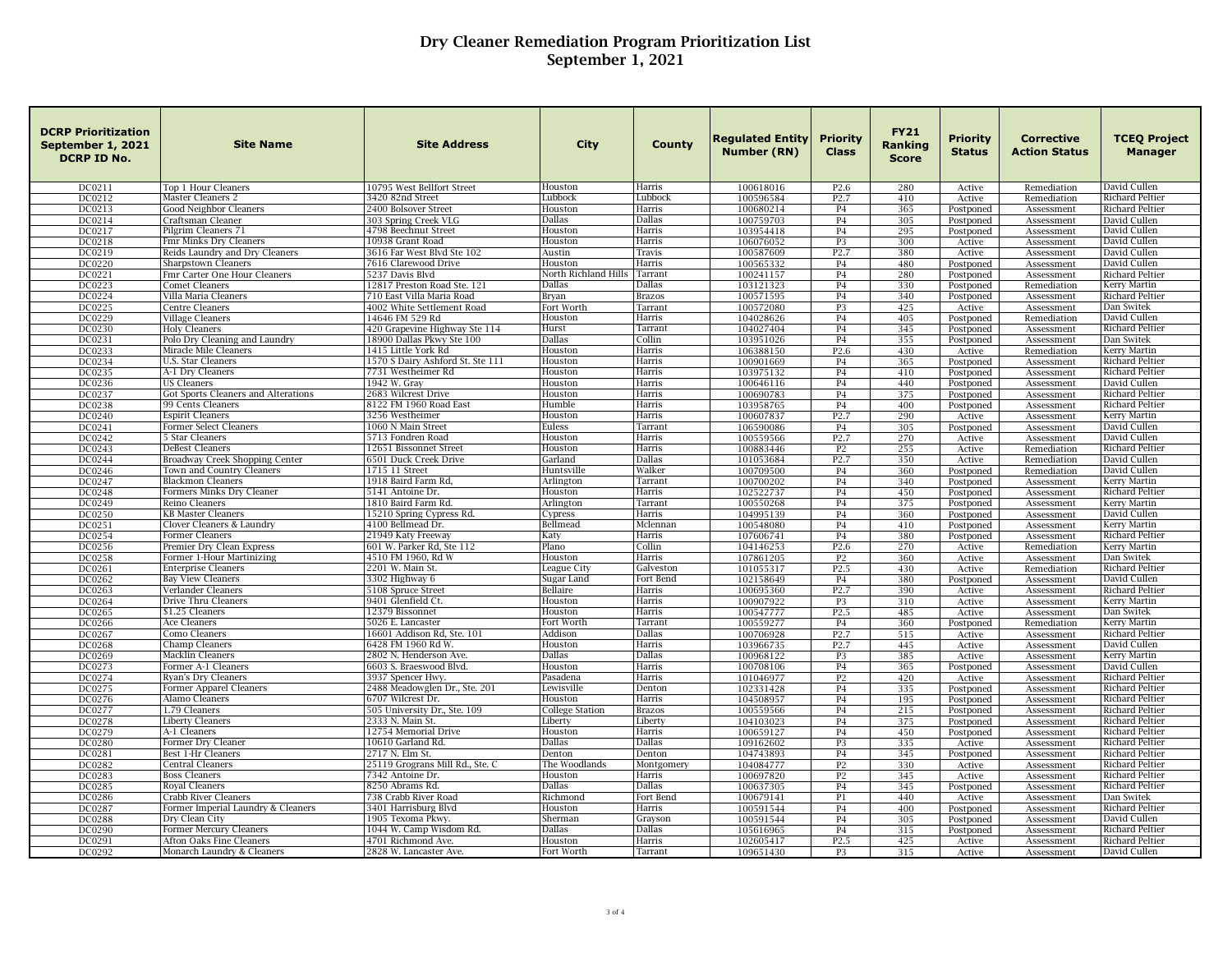# Dry Cleaner Remediation Program Prioritization List
## September 1, 2021

| DCRP Prioritization September 1, 2021 DCRP ID No. | Site Name | Site Address | City | County | Regulated Entity Number (RN) | Priority Class | FY21 Ranking Score | Priority Status | Corrective Action Status | TCEQ Project Manager |
|---|---|---|---|---|---|---|---|---|---|---|
| DC0211 | Top 1 Hour Cleaners | 10795 West Bellfort Street | Houston | Harris | 100618016 | P2.6 | 280 | Active | Remediation | David Cullen |
| DC0212 | Master Cleaners 2 | 3420 82nd Street | Lubbock | Lubbock | 100596584 | P2.7 | 410 | Active | Remediation | Richard Peltier |
| DC0213 | Good Neighbor Cleaners | 2400 Bolsover Street | Houston | Harris | 100680214 | P4 | 365 | Postponed | Assessment | Richard Peltier |
| DC0214 | Craftsman Cleaner | 303 Spring Creek VLG | Dallas | Dallas | 100759703 | P4 | 305 | Postponed | Assessment | David Cullen |
| DC0217 | Pilgrim Cleaners 71 | 4798 Beechnut Street | Houston | Harris | 103954418 | P4 | 295 | Postponed | Assessment | David Cullen |
| DC0218 | Fmr Minks Dry Cleaners | 10938 Grant Road | Houston | Harris | 106076052 | P3 | 300 | Active | Assessment | David Cullen |
| DC0219 | Reids Laundry and Dry Cleaners | 3616 Far West Blvd Ste 102 | Austin | Travis | 100587609 | P2.7 | 380 | Active | Assessment | David Cullen |
| DC0220 | Sharpstown Cleaners | 7616 Clarewood Drive | Houston | Harris | 100565332 | P4 | 480 | Postponed | Assessment | David Cullen |
| DC0221 | Fmr Carter One Hour Cleaners | 5237 Davis Blvd | North Richland Hills | Tarrant | 100241157 | P4 | 280 | Postponed | Assessment | Richard Peltier |
| DC0223 | Comet Cleaners | 12817 Preston Road Ste. 121 | Dallas | Dallas | 103121323 | P4 | 330 | Postponed | Remediation | Kerry Martin |
| DC0224 | Villa Maria Cleaners | 710 East Villa Maria Road | Bryan | Brazos | 100571595 | P4 | 340 | Postponed | Assessment | Richard Peltier |
| DC0225 | Centre Cleaners | 4002 White Settlement Road | Fort Worth | Tarrant | 100572080 | P3 | 425 | Active | Assessment | Dan Switek |
| DC0229 | Village Cleaners | 14646 FM 529 Rd | Houston | Harris | 104028626 | P4 | 405 | Postponed | Remediation | David Cullen |
| DC0230 | Holy Cleaners | 420 Grapevine Highway Ste 114 | Hurst | Tarrant | 104027404 | P4 | 345 | Postponed | Assessment | Richard Peltier |
| DC0231 | Polo Dry Cleaning and Laundry | 18900 Dallas Pkwy Ste 100 | Dallas | Collin | 103951026 | P4 | 355 | Postponed | Assessment | Dan Switek |
| DC0233 | Miracle Mile Cleaners | 1415 Little York Rd | Houston | Harris | 106388150 | P2.6 | 430 | Active | Remediation | Kerry Martin |
| DC0234 | U.S. Star Cleaners | 1570 S Dairy Ashford St. Ste 111 | Houston | Harris | 100901669 | P4 | 365 | Postponed | Assessment | Richard Peltier |
| DC0235 | A-1 Dry Cleaners | 7731 Westheimer Rd | Houston | Harris | 103975132 | P4 | 410 | Postponed | Assessment | Richard Peltier |
| DC0236 | US Cleaners | 1942 W. Gray | Houston | Harris | 100646116 | P4 | 440 | Postponed | Assessment | David Cullen |
| DC0237 | Got Sports Cleaners and Alterations | 2683 Wilcrest Drive | Houston | Harris | 100690783 | P4 | 375 | Postponed | Assessment | Richard Peltier |
| DC0238 | 99 Cents Cleaners | 8122 FM 1960 Road East | Humble | Harris | 103958765 | P4 | 400 | Postponed | Assessment | Richard Peltier |
| DC0240 | Espirit Cleaners | 3256 Westheimer | Houston | Harris | 100607837 | P2.7 | 290 | Active | Assessment | Kerry Martin |
| DC0241 | Former Select Cleaners | 1060 N Main Street | Euless | Tarrant | 106590086 | P4 | 305 | Postponed | Assessment | David Cullen |
| DC0242 | 5 Star Cleaners | 5713 Fondren Road | Houston | Harris | 100559566 | P2.7 | 270 | Active | Assessment | David Cullen |
| DC0243 | DeBest Cleaners | 12651 Bissonnet Street | Houston | Harris | 100883446 | P2 | 255 | Active | Remediation | Richard Peltier |
| DC0244 | Broadway Creek Shopping Center | 6501 Duck Creek Drive | Garland | Dallas | 101053684 | P2.7 | 350 | Active | Remediation | David Cullen |
| DC0246 | Town and Country Cleaners | 1715 11 Street | Huntsville | Walker | 100709590 | P4 | 360 | Postponed | Remediation | David Cullen |
| DC0247 | Blackmon Cleaners | 1918 Baird Farm Rd, | Arlington | Tarrant | 100700202 | P4 | 340 | Postponed | Assessment | Kerry Martin |
| DC0248 | Formers Minks Dry Cleaner | 5141 Antoine Dr. | Houston | Harris | 102522737 | P4 | 450 | Postponed | Assessment | Richard Peltier |
| DC0249 | Reino Cleaners | 1810 Baird Farm Rd. | Arlington | Tarrant | 100550268 | P4 | 375 | Postponed | Assessment | Kerry Martin |
| DC0250 | KB Master Cleaners | 15210 Spring Cypress Rd. | Cypress | Harris | 104995139 | P4 | 360 | Postponed | Assessment | David Cullen |
| DC0251 | Clover Cleaners & Laundry | 4100 Bellmead Dr. | Bellmead | Mclennan | 100548080 | P4 | 410 | Postponed | Assessment | Kerry Martin |
| DC0254 | Former Cleaners | 21949 Katy Freeway | Katy | Harris | 107606741 | P4 | 380 | Postponed | Assessment | Richard Peltier |
| DC0256 | Premier Dry Clean Express | 601 W. Parker Rd, Ste 112 | Plano | Collin | 104146253 | P2.6 | 270 | Active | Remediation | Kerry Martin |
| DC0258 | Former 1-Hour Martinizing | 4510 FM 1960, Rd W | Houston | Harris | 107861205 | P2 | 360 | Active | Assessment | Dan Switek |
| DC0261 | Enterprise Cleaners | 2201 W. Main St. | League City | Galveston | 101055317 | P2.5 | 430 | Active | Remediation | Richard Peltier |
| DC0262 | Bay View Cleaners | 3302 Highway 6 | Sugar Land | Fort Bend | 102158649 | P4 | 380 | Postponed | Assessment | David Cullen |
| DC0263 | Verlander Cleaners | 5108 Spruce Street | Bellaire | Harris | 100695360 | P2.7 | 390 | Active | Assessment | Richard Peltier |
| DC0264 | Drive Thru Cleaners | 9401 Glenfield Ct. | Houston | Harris | 100907922 | P3 | 310 | Active | Assessment | Kerry Martin |
| DC0265 | $1.25 Cleaners | 12379 Bissonnet | Houston | Harris | 100547777 | P2.5 | 485 | Active | Assessment | Dan Switek |
| DC0266 | Ace Cleaners | 5026 E. Lancaster | Fort Worth | Tarrant | 100559277 | P4 | 360 | Postponed | Remediation | Kerry Martin |
| DC0267 | Como Cleaners | 16601 Addison Rd, Ste. 101 | Addison | Dallas | 100706928 | P2.7 | 515 | Active | Assessment | Richard Peltier |
| DC0268 | Champ Cleaners | 6428 FM 1960 Rd W. | Houston | Harris | 103966735 | P2.7 | 445 | Active | Assessment | David Cullen |
| DC0269 | Macklin Cleaners | 2802 N. Henderson Ave. | Dallas | Dallas | 100968122 | P3 | 385 | Active | Assessment | Kerry Martin |
| DC0273 | Former A-1 Cleaners | 6603 S. Braeswood Blvd. | Houston | Harris | 100708106 | P4 | 365 | Postponed | Assessment | David Cullen |
| DC0274 | Ryan's Dry Cleaners | 3937 Spencer Hwy. | Pasadena | Harris | 101046977 | P2 | 420 | Active | Assessment | Richard Peltier |
| DC0275 | Former Apparel Cleaners | 2488 Meadowglen Dr., Ste. 201 | Lewisville | Denton | 102331428 | P4 | 335 | Postponed | Assessment | Richard Peltier |
| DC0276 | Alamo Cleaners | 6707 Wilcrest Dr. | Houston | Harris | 104508957 | P4 | 195 | Postponed | Assessment | Richard Peltier |
| DC0277 | 1.79 Cleaners | 505 University Dr., Ste. 109 | College Station | Brazos | 100559566 | P4 | 215 | Postponed | Assessment | Richard Peltier |
| DC0278 | Liberty Cleaners | 2333 N. Main St. | Liberty | Liberty | 104103023 | P4 | 375 | Postponed | Assessment | Richard Peltier |
| DC0279 | A-1 Cleaners | 12754 Memorial Drive | Houston | Harris | 100659127 | P4 | 450 | Postponed | Assessment | Richard Peltier |
| DC0280 | Former Dry Cleaner | 10610 Garland Rd. | Dallas | Dallas | 109162602 | P3 | 335 | Active | Assessment | Richard Peltier |
| DC0281 | Best 1-Hr Cleaners | 2717 N. Elm St. | Denton | Denton | 104743893 | P4 | 345 | Postponed | Assessment | Richard Peltier |
| DC0282 | Central Cleaners | 25119 Grograns Mill Rd., Ste. C | The Woodlands | Montgomery | 104084777 | P2 | 330 | Active | Assessment | Richard Peltier |
| DC0283 | Boss Cleaners | 7342 Antoine Dr. | Houston | Harris | 100697820 | P2 | 345 | Active | Assessment | Richard Peltier |
| DC0285 | Royal Cleaners | 8250 Abrams Rd. | Dallas | Dallas | 100637305 | P4 | 345 | Postponed | Assessment | Richard Peltier |
| DC0286 | Crabb River Cleaners | 738 Crabb River Road | Richmond | Fort Bend | 100679141 | P1 | 440 | Active | Assessment | Dan Switek |
| DC0287 | Former Imperial Laundry & Cleaners | 3401 Harrisburg Blvd | Houston | Harris | 100591544 | P4 | 400 | Postponed | Assessment | Richard Peltier |
| DC0288 | Dry Clean City | 1905 Texoma Pkwy. | Sherman | Grayson | 100591544 | P4 | 305 | Postponed | Assessment | David Cullen |
| DC0290 | Former Mercury Cleaners | 1044 W. Camp Wisdom Rd. | Dallas | Dallas | 105616965 | P4 | 315 | Postponed | Assessment | Richard Peltier |
| DC0291 | Afton Oaks Fine Cleaners | 4701 Richmond Ave. | Houston | Harris | 102605417 | P2.5 | 425 | Active | Assessment | Richard Peltier |
| DC0292 | Monarch Laundry & Cleaners | 2828 W. Lancaster Ave. | Fort Worth | Tarrant | 109651430 | P3 | 315 | Active | Assessment | David Cullen |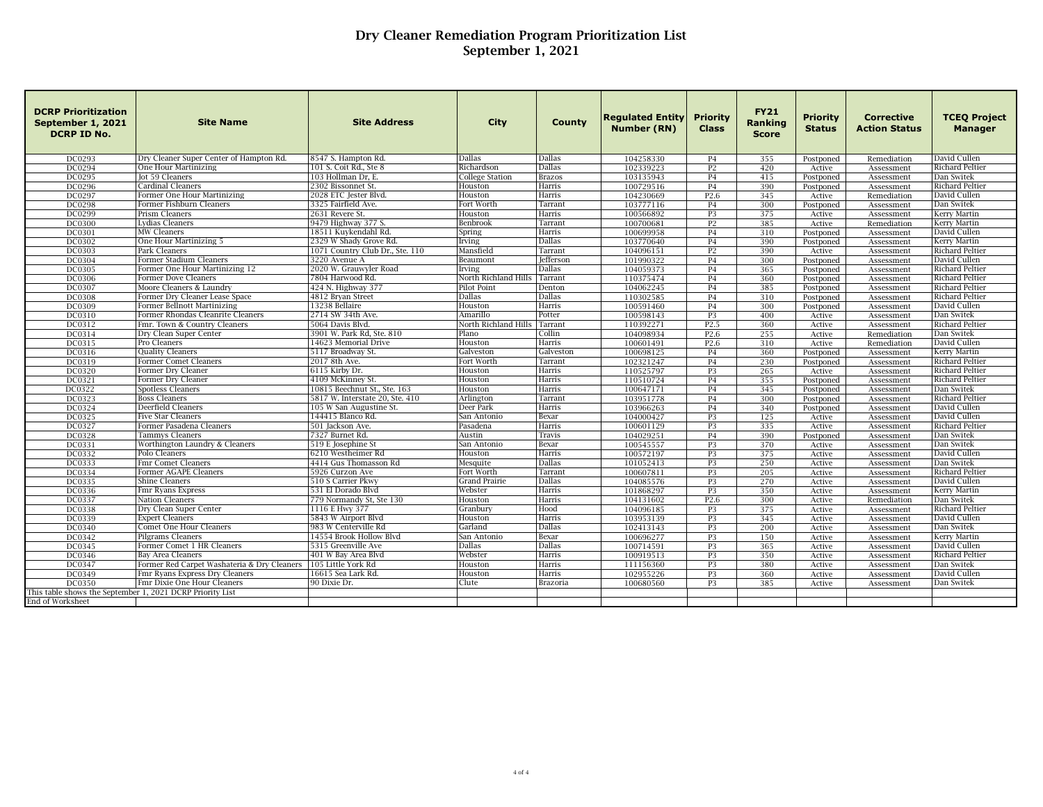# Dry Cleaner Remediation Program Prioritization List
# September 1, 2021

| DCRP Prioritization September 1, 2021 DCRP ID No. | Site Name | Site Address | City | County | Regulated Entity Number (RN) | Priority Class | FY21 Ranking Score | Priority Status | Corrective Action Status | TCEQ Project Manager |
|---|---|---|---|---|---|---|---|---|---|---|
| DC0293 | Dry Cleaner Super Center of Hampton Rd. | 8547 S. Hampton Rd. | Dallas | Dallas | 104258330 | P4 | 355 | Postponed | Remediation | David Cullen |
| DC0294 | One Hour Martinizing | 101 S. Coit Rd., Ste 8 | Richardson | Dallas | 102339223 | P2 | 420 | Active | Assessment | Richard Peltier |
| DC0295 | Jot 59 Cleaners | 103 Hollman Dr, E. | College Station | Brazos | 103135943 | P4 | 415 | Postponed | Assessment | Dan Switek |
| DC0296 | Cardinal Cleaners | 2302 Bissonnet St. | Houston | Harris | 100729516 | P4 | 390 | Postponed | Assessment | Richard Peltier |
| DC0297 | Former One Hour Martinizing | 2028 ETC Jester Blvd. | Houston | Harris | 104230669 | P2.6 | 345 | Active | Remediation | David Cullen |
| DC0298 | Former Fishburn Cleaners | 3325 Fairfield Ave. | Fort Worth | Tarrant | 103777116 | P4 | 300 | Postponed | Assessment | Dan Switek |
| DC0299 | Prism Cleaners | 2631 Revere St. | Houston | Harris | 100566892 | P3 | 375 | Active | Assessment | Kerry Martin |
| DC0300 | Lydias Cleaners | 9479 Highway 377 S. | Benbrook | Tarrant | 100700681 | P2 | 385 | Active | Remediation | Kerry Martin |
| DC0301 | MW Cleaners | 18511 Kuykendahl Rd. | Spring | Harris | 100699958 | P4 | 310 | Postponed | Assessment | David Cullen |
| DC0302 | One Hour Martinizing 5 | 2329 W Shady Grove Rd. | Irving | Dallas | 103770640 | P4 | 390 | Postponed | Assessment | Kerry Martin |
| DC0303 | Park Cleaners | 1071 Country Club Dr., Ste. 110 | Mansfield | Tarrant | 104096151 | P2 | 390 | Active | Assessment | Richard Peltier |
| DC0304 | Former Stadium Cleaners | 3220 Avenue A | Beaumont | Jefferson | 101990322 | P4 | 300 | Postponed | Assessment | David Cullen |
| DC0305 | Former One Hour Martinizing 12 | 2020 W. Grauwyler Road | Irving | Dallas | 104059373 | P4 | 365 | Postponed | Assessment | Richard Peltier |
| DC0306 | Former Dove Cleaners | 7804 Harwood Rd. | North Richland Hills | Tarrant | 110375474 | P4 | 360 | Postponed | Assessment | Richard Peltier |
| DC0307 | Moore Cleaners & Laundry | 424 N. Highway 377 | Pilot Point | Denton | 104062245 | P4 | 385 | Postponed | Assessment | Richard Peltier |
| DC0308 | Former Dry Cleaner Lease Space | 4812 Bryan Street | Dallas | Dallas | 110302585 | P4 | 310 | Postponed | Assessment | Richard Peltier |
| DC0309 | Former Bellnott Martinizing | 13238 Bellaire | Houston | Harris | 100591460 | P4 | 300 | Postponed | Assessment | David Cullen |
| DC0310 | Former Rhondas Cleanrite Cleaners | 2714 SW 34th Ave. | Amarillo | Potter | 100598143 | P3 | 400 | Active | Assessment | Dan Switek |
| DC0312 | Fmr. Town & Country Cleaners | 5064 Davis Blvd. | North Richland Hills | Tarrant | 110392271 | P2.5 | 360 | Active | Assessment | Richard Peltier |
| DC0314 | Dry Clean Super Center | 3901 W. Park Rd, Ste. 810 | Plano | Collin | 104098934 | P2.6 | 255 | Active | Remediation | Dan Switek |
| DC0315 | Pro Cleaners | 14623 Memorial Drive | Houston | Harris | 100601491 | P2.6 | 310 | Active | Remediation | David Cullen |
| DC0316 | Quality Cleaners | 5117 Broadway St. | Galveston | Galveston | 100698125 | P4 | 360 | Postponed | Assessment | Kerry Martin |
| DC0319 | Former Comet Cleaners | 2017 8th Ave. | Fort Worth | Tarrant | 102321247 | P4 | 230 | Postponed | Assessment | Richard Peltier |
| DC0320 | Former Dry Cleaner | 6115 Kirby Dr. | Houston | Harris | 110525797 | P3 | 265 | Active | Assessment | Richard Peltier |
| DC0321 | Former Dry Cleaner | 4109 McKinney St. | Houston | Harris | 110510724 | P4 | 355 | Postponed | Assessment | Richard Peltier |
| DC0322 | Spotless Cleaners | 10815 Beechnut St., Ste. 163 | Houston | Harris | 100647171 | P4 | 345 | Postponed | Assessment | Dan Switek |
| DC0323 | Boss Cleaners | 5817 W. Interstate 20, Ste. 410 | Arlington | Tarrant | 103951778 | P4 | 300 | Postponed | Assessment | Richard Peltier |
| DC0324 | Deerfield Cleaners | 105 W San Augustine St. | Deer Park | Harris | 103966263 | P4 | 340 | Postponed | Assessment | David Cullen |
| DC0325 | Five Star Cleaners | 144415 Blanco Rd. | San Antonio | Bexar | 104000427 | P3 | 125 | Active | Assessment | David Cullen |
| DC0327 | Former Pasadena Cleaners | 501 Jackson Ave. | Pasadena | Harris | 100601129 | P3 | 335 | Active | Assessment | Richard Peltier |
| DC0328 | Tammys Cleaners | 7327 Burnet Rd. | Austin | Travis | 104029251 | P4 | 390 | Postponed | Assessment | Dan Switek |
| DC0331 | Worthington Laundry & Cleaners | 519 E Josephine St | San Antonio | Bexar | 100545557 | P3 | 370 | Active | Assessment | Dan Switek |
| DC0332 | Polo Cleaners | 6210 Westheimer Rd | Houston | Harris | 100572197 | P3 | 375 | Active | Assessment | David Cullen |
| DC0333 | Fmr Comet Cleaners | 4414 Gus Thomasson Rd | Mesquite | Dallas | 101052413 | P3 | 250 | Active | Assessment | Dan Switek |
| DC0334 | Former AGAPE Cleaners | 5926 Curzon Ave | Fort Worth | Tarrant | 100607811 | P3 | 205 | Active | Assessment | Richard Peltier |
| DC0335 | Shine Cleaners | 510 S Carrier Pkwy | Grand Prairie | Dallas | 104085576 | P3 | 270 | Active | Assessment | David Cullen |
| DC0336 | Fmr Ryans Express | 531 El Dorado Blvd | Webster | Harris | 101868297 | P3 | 350 | Active | Assessment | Kerry Martin |
| DC0337 | Nation Cleaners | 779 Normandy St, Ste 130 | Houston | Harris | 104131602 | P2.6 | 300 | Active | Remediation | Dan Switek |
| DC0338 | Dry Clean Super Center | 1116 E Hwy 377 | Granbury | Hood | 104096185 | P3 | 375 | Active | Assessment | Richard Peltier |
| DC0339 | Expert Cleaners | 5843 W Airport Blvd | Houston | Harris | 103953139 | P3 | 345 | Active | Assessment | David Cullen |
| DC0340 | Comet One Hour Cleaners | 983 W Centerville Rd | Garland | Dallas | 102413143 | P3 | 200 | Active | Assessment | Dan Switek |
| DC0342 | Pilgrams Cleaners | 14554 Brook Hollow Blvd | San Antonio | Bexar | 100696277 | P3 | 150 | Active | Assessment | Kerry Martin |
| DC0345 | Former Comet 1 HR Cleaners | 5315 Greenville Ave | Dallas | Dallas | 100714591 | P3 | 365 | Active | Assessment | David Cullen |
| DC0346 | Bay Area Cleaners | 401 W Bay Area Blvd | Webster | Harris | 100919513 | P3 | 350 | Active | Assessment | Richard Peltier |
| DC0347 | Former Red Carpet Washateria & Dry Cleaners | 105 Little York Rd | Houston | Harris | 111156360 | P3 | 380 | Active | Assessment | Dan Switek |
| DC0349 | Fmr Ryans Express Dry Cleaners | 16615 Sea Lark Rd. | Houston | Harris | 102955226 | P3 | 360 | Active | Assessment | David Cullen |
| DC0350 | Fmr Dixie One Hour Cleaners | 90 Dixie Dr. | Clute | Brazoria | 100680560 | P3 | 385 | Active | Assessment | Dan Switek |
| This table shows the September 1, 2021 DCRP Priority List | | | | | | | | | | |
| End of Worksheet | | | | | | | | | | |